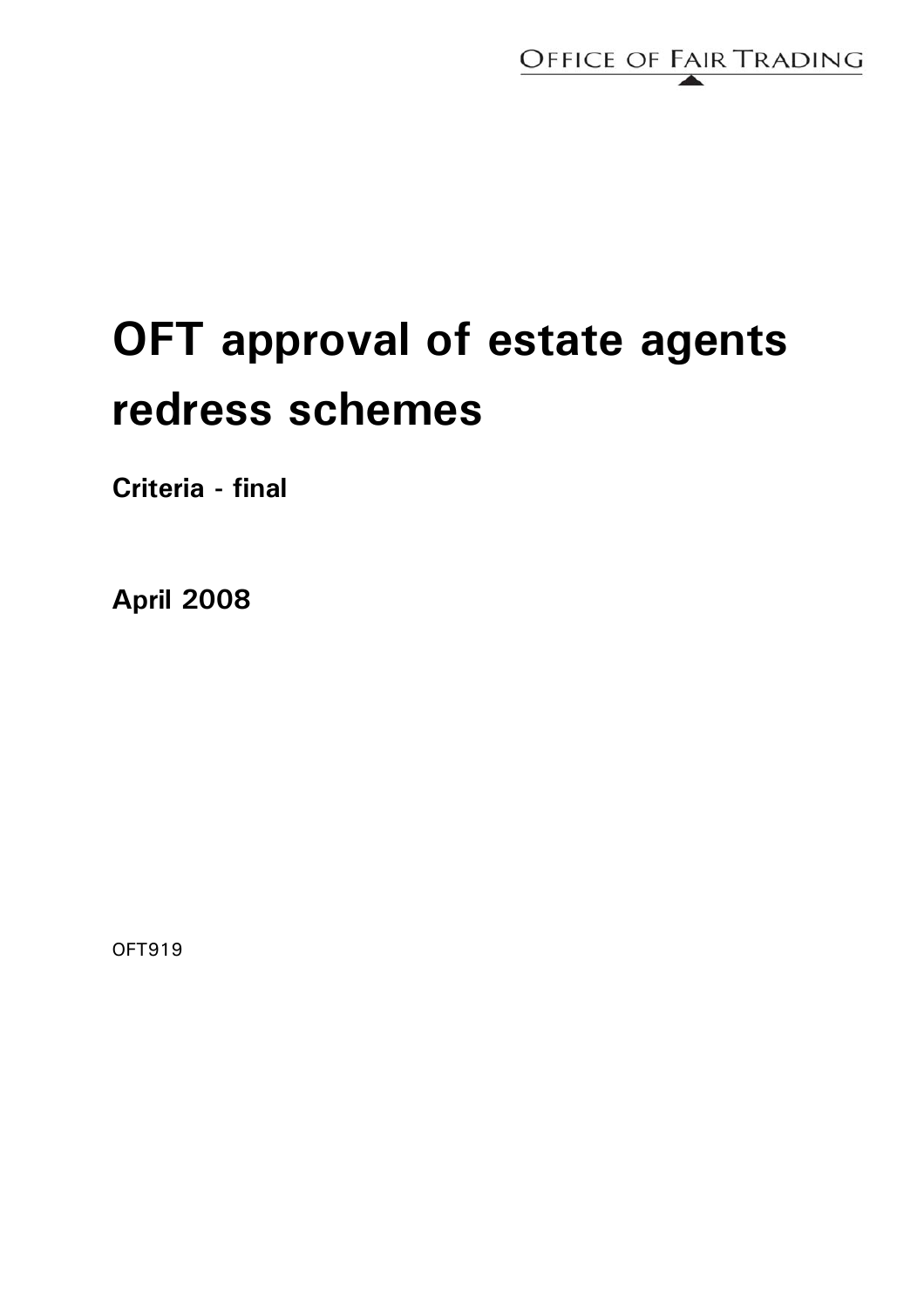OFFICE OF FAIR TRADING

# OFT approval of estate agents redress schemes

**Criteria - final**

**April 2008**

OFT919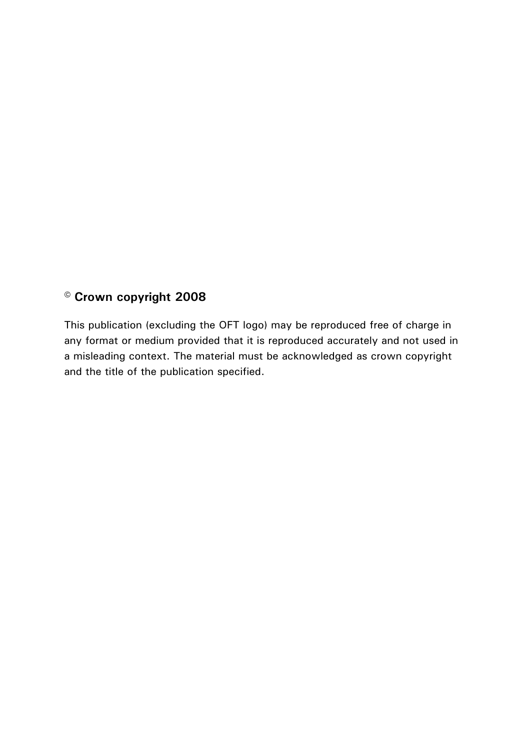© **Crown copyright 2008**

This publication (excluding the OFT logo) may be reproduced free of charge in any format or medium provided that it is reproduced accurately and not used in a misleading context. The material must be acknowledged as crown copyright and the title of the publication specified.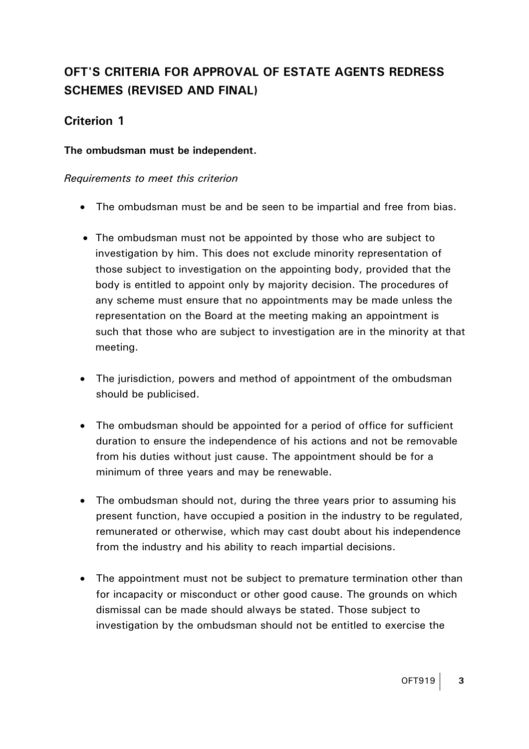# OFT'S CRITERIA FOR APPROVAL OF ESTATE AGENTS REDRESS SCHEMES (REVISED AND FINAL)

## Criterion 1

**The ombudsman must be independent.**

*Requirements to meet this criterion*

- The ombudsman must be and be seen to be impartial and free from bias.
- The ombudsman must not be appointed by those who are subject to investigation by him. This does not exclude minority representation of those subject to investigation on the appointing body, provided that the body is entitled to appoint only by majority decision. The procedures of any scheme must ensure that no appointments may be made unless the representation on the Board at the meeting making an appointment is such that those who are subject to investigation are in the minority at that meeting.
- The jurisdiction, powers and method of appointment of the ombudsman should be publicised.
- The ombudsman should be appointed for a period of office for sufficient duration to ensure the independence of his actions and not be removable from his duties without just cause. The appointment should be for a minimum of three years and may be renewable.
- The ombudsman should not, during the three years prior to assuming his present function, have occupied a position in the industry to be regulated, remunerated or otherwise, which may cast doubt about his independence from the industry and his ability to reach impartial decisions.
- The appointment must not be subject to premature termination other than for incapacity or misconduct or other good cause. The grounds on which dismissal can be made should always be stated. Those subject to investigation by the ombudsman should not be entitled to exercise the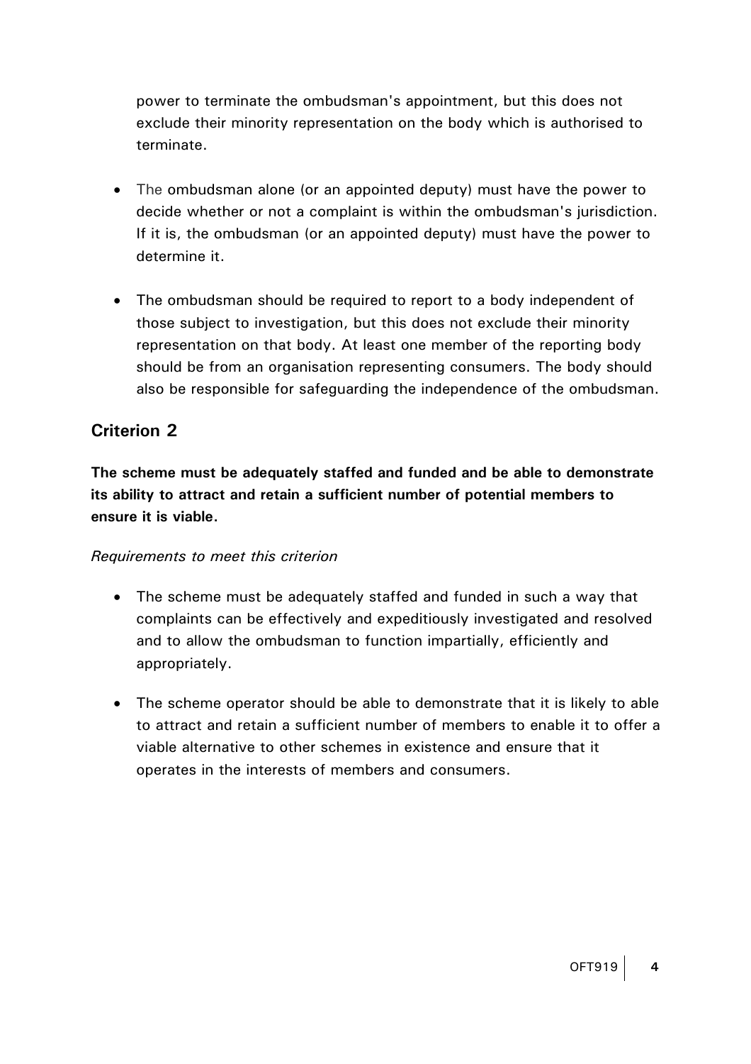power to terminate the ombudsman's appointment, but this does not exclude their minority representation on the body which is authorised to terminate.

- The ombudsman alone (or an appointed deputy) must have the power to decide whether or not a complaint is within the ombudsman's jurisdiction. If it is, the ombudsman (or an appointed deputy) must have the power to determine it.

- The ombudsman should be required to report to a body independent of those subject to investigation, but this does not exclude their minority representation on that body. At least one member of the reporting body should be from an organisation representing consumers. The body should also be responsible for safeguarding the independence of the ombudsman.

## Criterion 2

**The scheme must be adequately staffed and funded and be able to demonstrate its ability to attract and retain a sufficient number of potential members to ensure it is viable.**

*Requirements to meet this criterion*

- The scheme must be adequately staffed and funded in such a way that complaints can be effectively and expeditiously investigated and resolved and to allow the ombudsman to function impartially, efficiently and appropriately.

- The scheme operator should be able to demonstrate that it is likely to able to attract and retain a sufficient number of members to enable it to offer a viable alternative to other schemes in existence and ensure that it operates in the interests of members and consumers.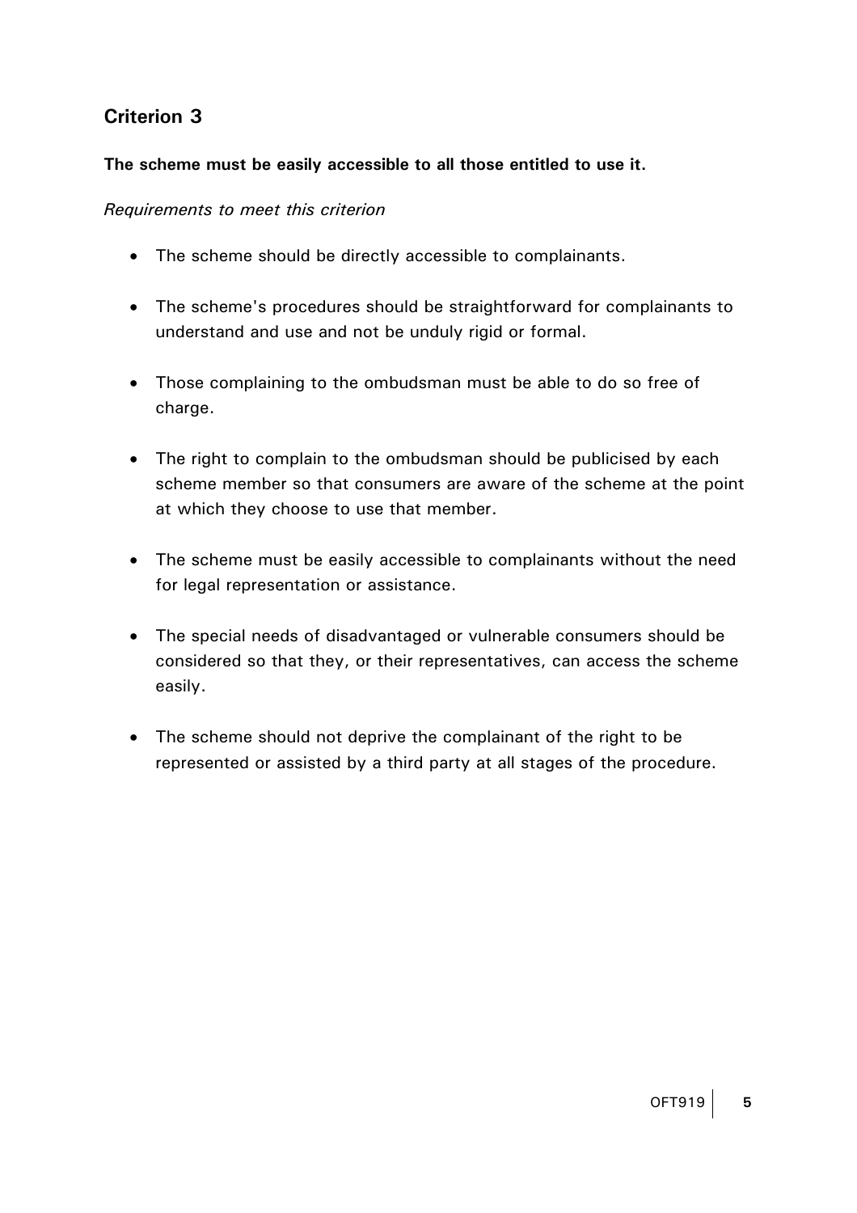## Criterion 3

**The scheme must be easily accessible to all those entitled to use it.**

*Requirements to meet this criterion*

- The scheme should be directly accessible to complainants.
- The scheme's procedures should be straightforward for complainants to understand and use and not be unduly rigid or formal.
- Those complaining to the ombudsman must be able to do so free of charge.
- The right to complain to the ombudsman should be publicised by each scheme member so that consumers are aware of the scheme at the point at which they choose to use that member.
- The scheme must be easily accessible to complainants without the need for legal representation or assistance.
- The special needs of disadvantaged or vulnerable consumers should be considered so that they, or their representatives, can access the scheme easily.
- The scheme should not deprive the complainant of the right to be represented or assisted by a third party at all stages of the procedure.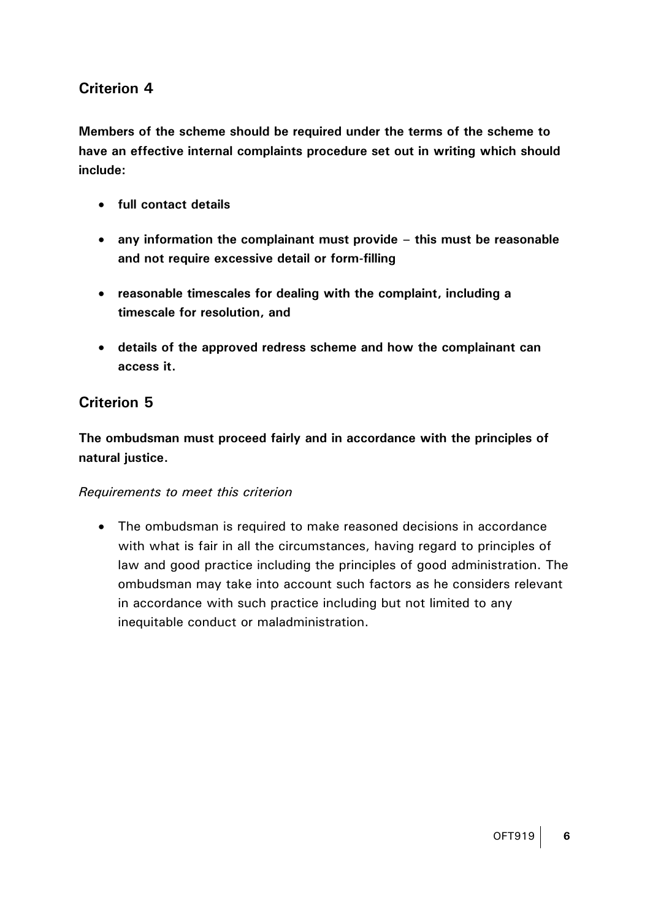## Criterion 4

**Members of the scheme should be required under the terms of the scheme to have an effective internal complaints procedure set out in writing which should include:**

- **full contact details**
- **any information the complainant must provide – this must be reasonable and not require excessive detail or form-filling**
- **reasonable timescales for dealing with the complaint, including a timescale for resolution, and**
- **details of the approved redress scheme and how the complainant can access it.**

## Criterion 5

**The ombudsman must proceed fairly and in accordance with the principles of natural justice.**

*Requirements to meet this criterion*

- The ombudsman is required to make reasoned decisions in accordance with what is fair in all the circumstances, having regard to principles of law and good practice including the principles of good administration. The ombudsman may take into account such factors as he considers relevant in accordance with such practice including but not limited to any inequitable conduct or maladministration.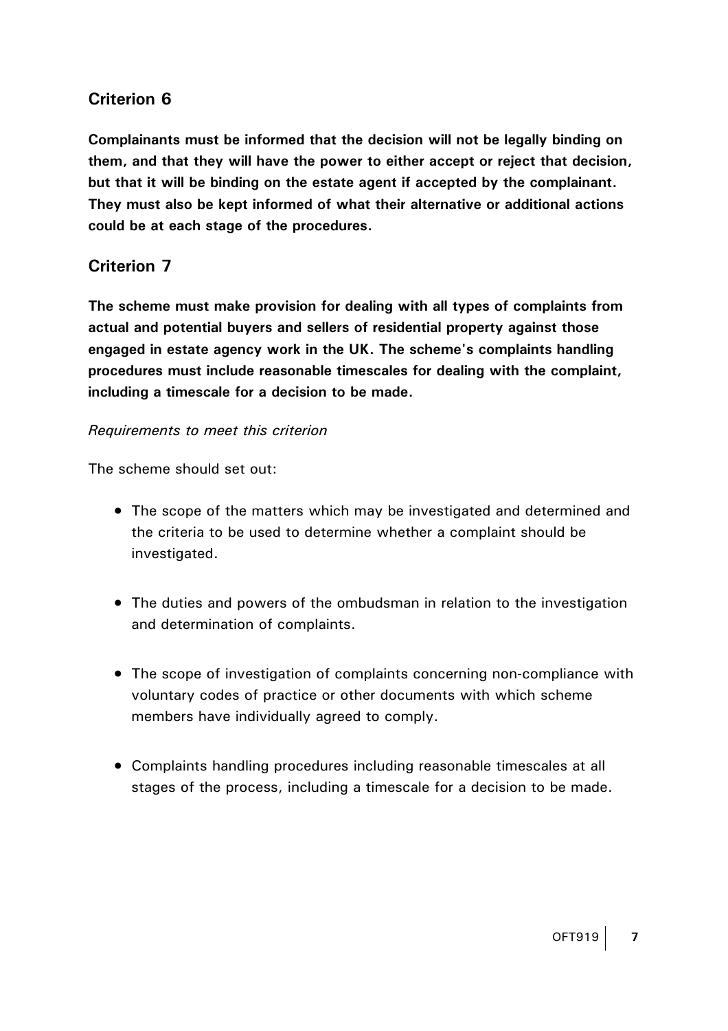## Criterion 6

**Complainants must be informed that the decision will not be legally binding on them, and that they will have the power to either accept or reject that decision, but that it will be binding on the estate agent if accepted by the complainant. They must also be kept informed of what their alternative or additional actions could be at each stage of the procedures.**

## Criterion 7

**The scheme must make provision for dealing with all types of complaints from actual and potential buyers and sellers of residential property against those engaged in estate agency work in the UK. The scheme's complaints handling procedures must include reasonable timescales for dealing with the complaint, including a timescale for a decision to be made.**

*Requirements to meet this criterion*

The scheme should set out:

- The scope of the matters which may be investigated and determined and the criteria to be used to determine whether a complaint should be investigated.
- The duties and powers of the ombudsman in relation to the investigation and determination of complaints.
- The scope of investigation of complaints concerning non-compliance with voluntary codes of practice or other documents with which scheme members have individually agreed to comply.
- Complaints handling procedures including reasonable timescales at all stages of the process, including a timescale for a decision to be made.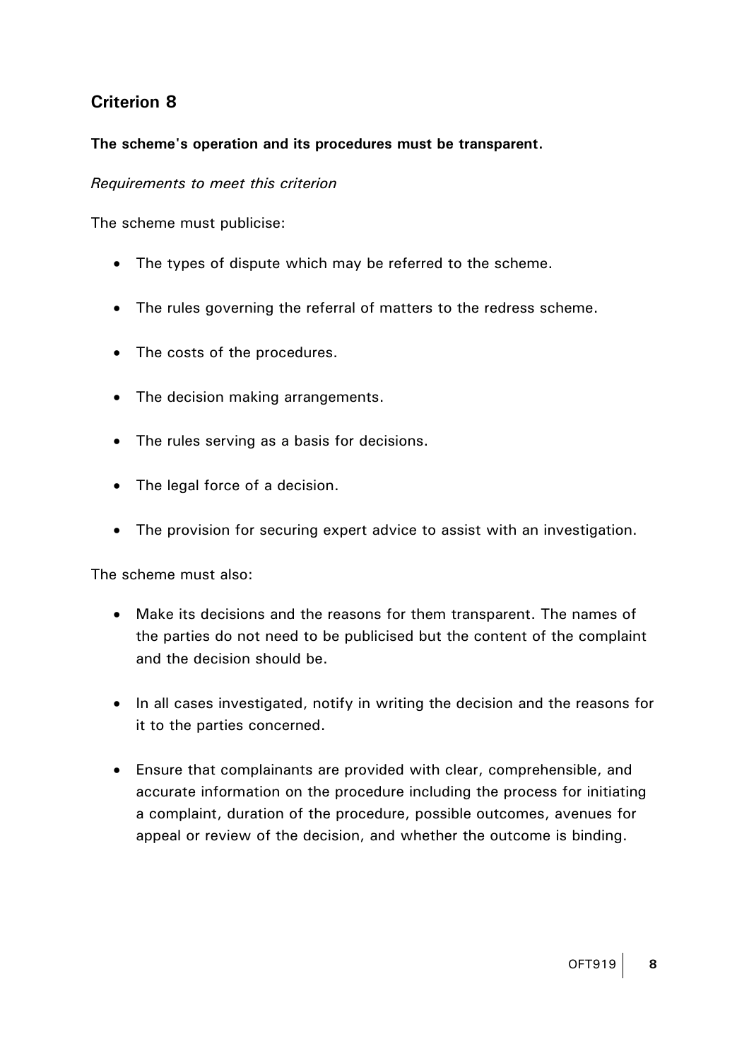## Criterion 8

**The scheme's operation and its procedures must be transparent.**

*Requirements to meet this criterion*

The scheme must publicise:

- The types of dispute which may be referred to the scheme.
- The rules governing the referral of matters to the redress scheme.
- The costs of the procedures.
- The decision making arrangements.
- The rules serving as a basis for decisions.
- The legal force of a decision.
- The provision for securing expert advice to assist with an investigation.

The scheme must also:

- Make its decisions and the reasons for them transparent. The names of the parties do not need to be publicised but the content of the complaint and the decision should be.
- In all cases investigated, notify in writing the decision and the reasons for it to the parties concerned.
- Ensure that complainants are provided with clear, comprehensible, and accurate information on the procedure including the process for initiating a complaint, duration of the procedure, possible outcomes, avenues for appeal or review of the decision, and whether the outcome is binding.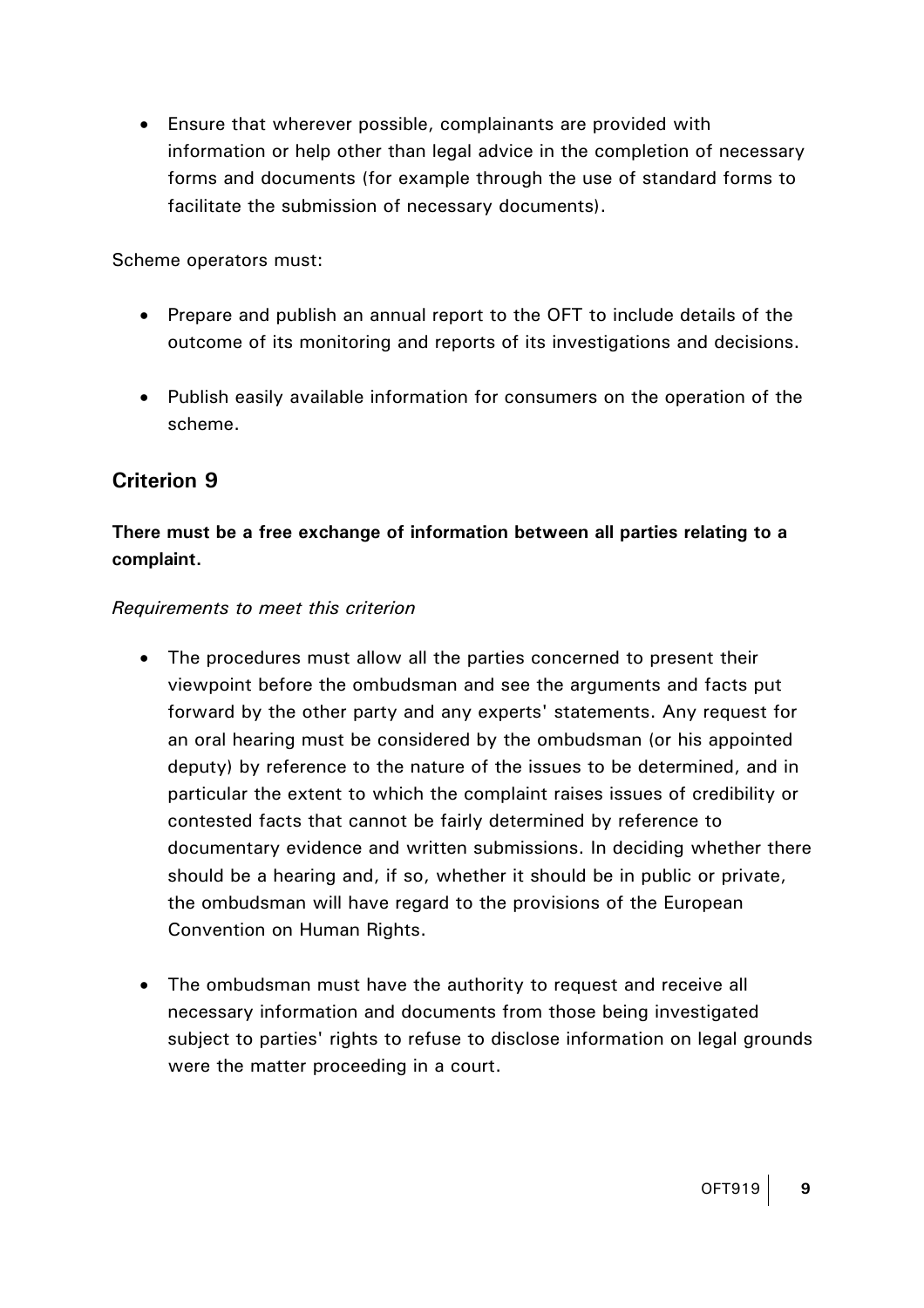- Ensure that wherever possible, complainants are provided with information or help other than legal advice in the completion of necessary forms and documents (for example through the use of standard forms to facilitate the submission of necessary documents).

Scheme operators must:

- Prepare and publish an annual report to the OFT to include details of the outcome of its monitoring and reports of its investigations and decisions.
- Publish easily available information for consumers on the operation of the scheme.

## Criterion 9

**There must be a free exchange of information between all parties relating to a complaint.**

*Requirements to meet this criterion*

- The procedures must allow all the parties concerned to present their viewpoint before the ombudsman and see the arguments and facts put forward by the other party and any experts' statements. Any request for an oral hearing must be considered by the ombudsman (or his appointed deputy) by reference to the nature of the issues to be determined, and in particular the extent to which the complaint raises issues of credibility or contested facts that cannot be fairly determined by reference to documentary evidence and written submissions. In deciding whether there should be a hearing and, if so, whether it should be in public or private, the ombudsman will have regard to the provisions of the European Convention on Human Rights.
- The ombudsman must have the authority to request and receive all necessary information and documents from those being investigated subject to parties' rights to refuse to disclose information on legal grounds were the matter proceeding in a court.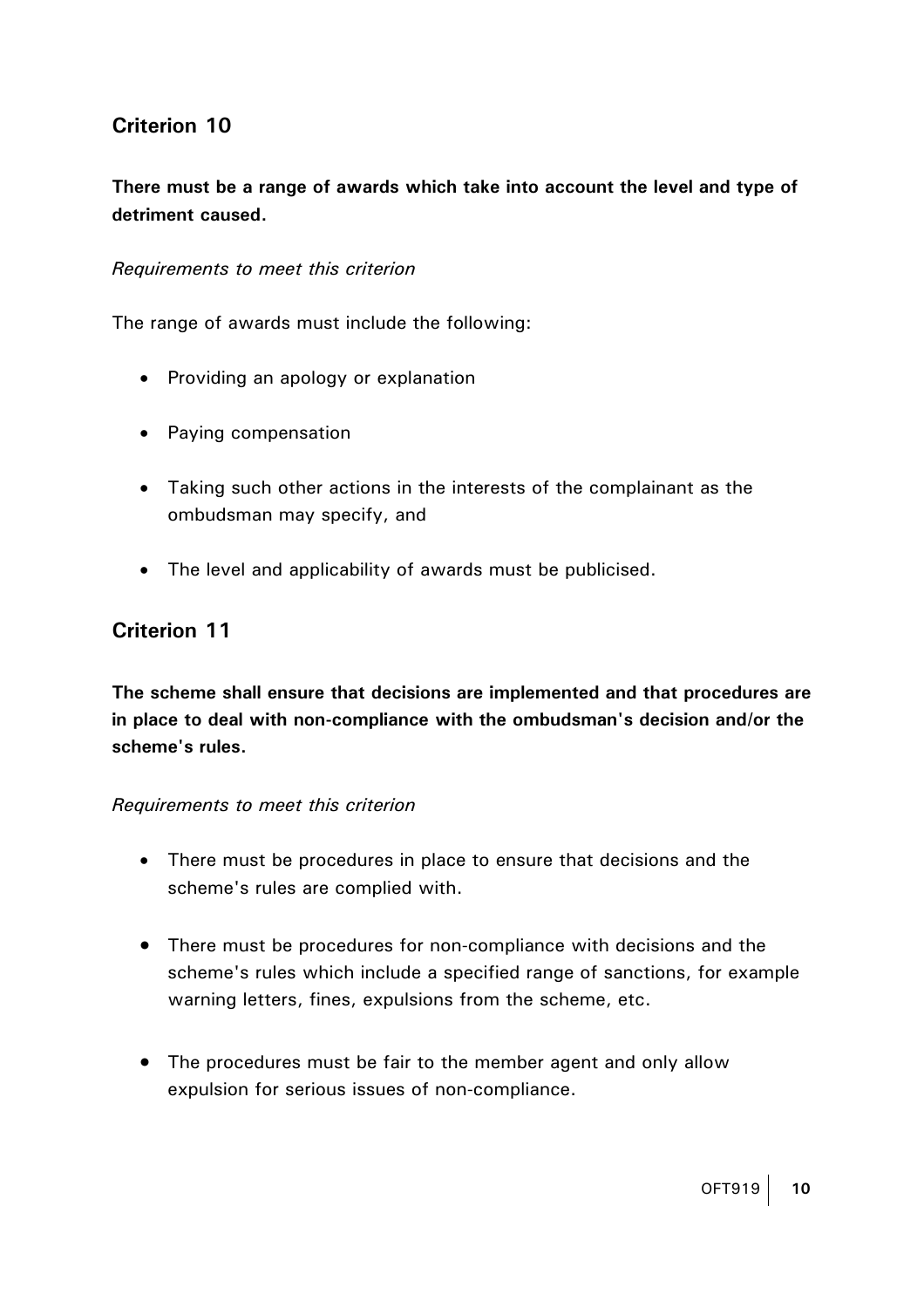## Criterion 10

**There must be a range of awards which take into account the level and type of detriment caused.**

*Requirements to meet this criterion*

The range of awards must include the following:

- Providing an apology or explanation
- Paying compensation
- Taking such other actions in the interests of the complainant as the ombudsman may specify, and
- The level and applicability of awards must be publicised.

## Criterion 11

**The scheme shall ensure that decisions are implemented and that procedures are in place to deal with non-compliance with the ombudsman's decision and/or the scheme's rules.**

*Requirements to meet this criterion*

- There must be procedures in place to ensure that decisions and the scheme's rules are complied with.
- There must be procedures for non-compliance with decisions and the scheme's rules which include a specified range of sanctions, for example warning letters, fines, expulsions from the scheme, etc.
- The procedures must be fair to the member agent and only allow expulsion for serious issues of non-compliance.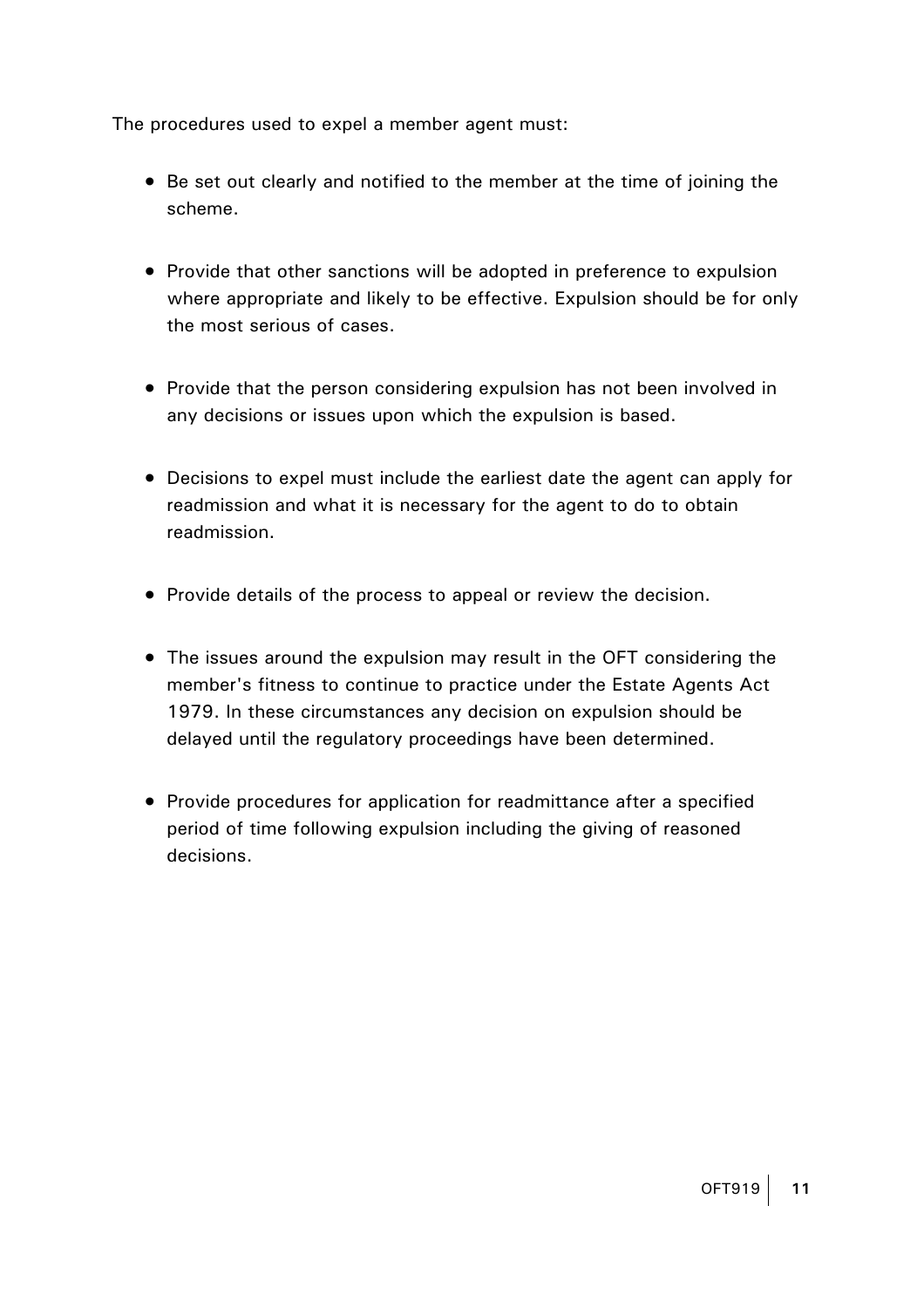The procedures used to expel a member agent must:

- Be set out clearly and notified to the member at the time of joining the scheme.

- Provide that other sanctions will be adopted in preference to expulsion where appropriate and likely to be effective. Expulsion should be for only the most serious of cases.

- Provide that the person considering expulsion has not been involved in any decisions or issues upon which the expulsion is based.

- Decisions to expel must include the earliest date the agent can apply for readmission and what it is necessary for the agent to do to obtain readmission.

- Provide details of the process to appeal or review the decision.

- The issues around the expulsion may result in the OFT considering the member's fitness to continue to practice under the Estate Agents Act 1979. In these circumstances any decision on expulsion should be delayed until the regulatory proceedings have been determined.

- Provide procedures for application for readmittance after a specified period of time following expulsion including the giving of reasoned decisions.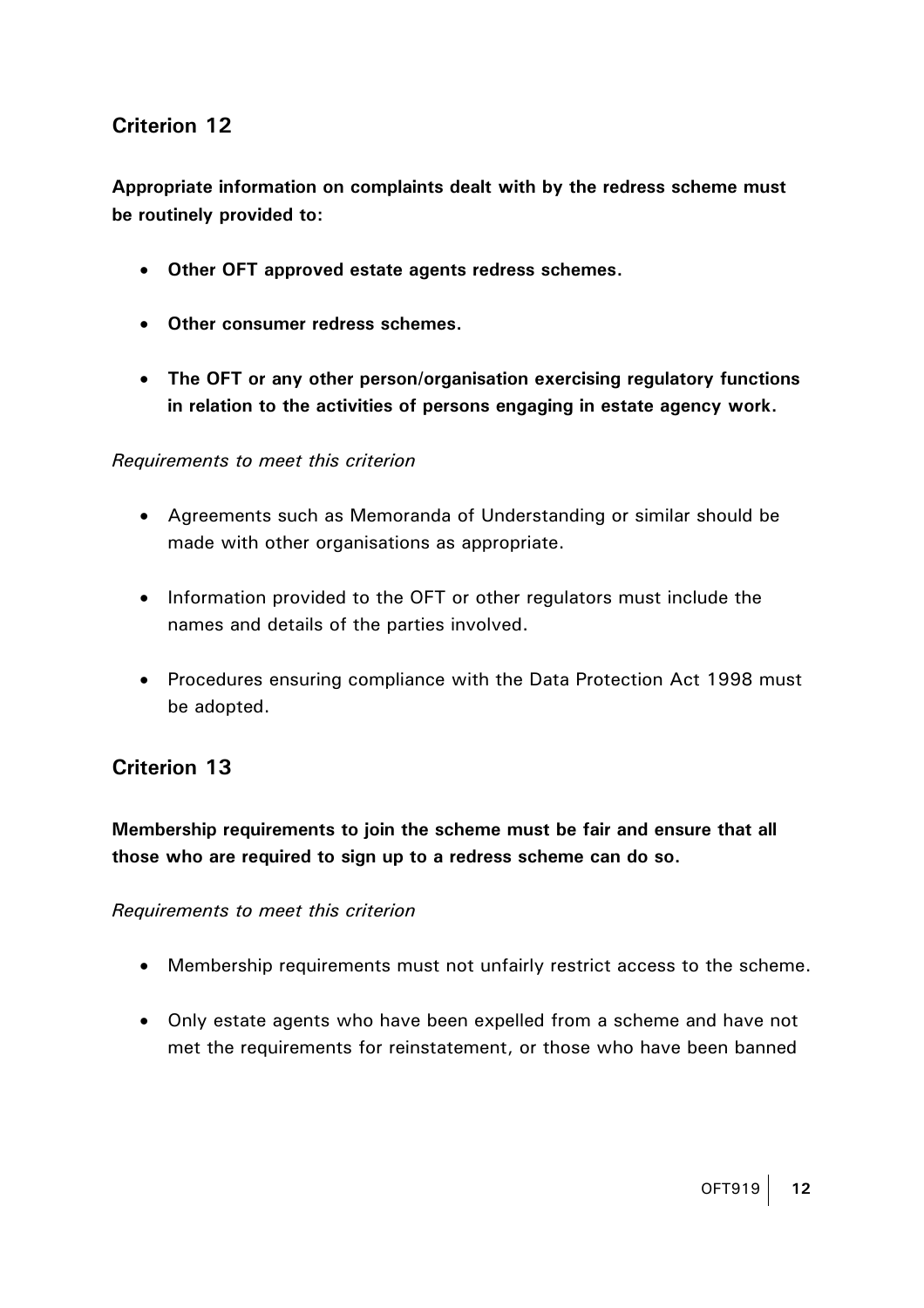## Criterion 12

**Appropriate information on complaints dealt with by the redress scheme must be routinely provided to:**

- **Other OFT approved estate agents redress schemes.**
- **Other consumer redress schemes.**
- **The OFT or any other person/organisation exercising regulatory functions in relation to the activities of persons engaging in estate agency work.**

*Requirements to meet this criterion*

- Agreements such as Memoranda of Understanding or similar should be made with other organisations as appropriate.
- Information provided to the OFT or other regulators must include the names and details of the parties involved.
- Procedures ensuring compliance with the Data Protection Act 1998 must be adopted.

## Criterion 13

**Membership requirements to join the scheme must be fair and ensure that all those who are required to sign up to a redress scheme can do so.**

*Requirements to meet this criterion*

- Membership requirements must not unfairly restrict access to the scheme.
- Only estate agents who have been expelled from a scheme and have not met the requirements for reinstatement, or those who have been banned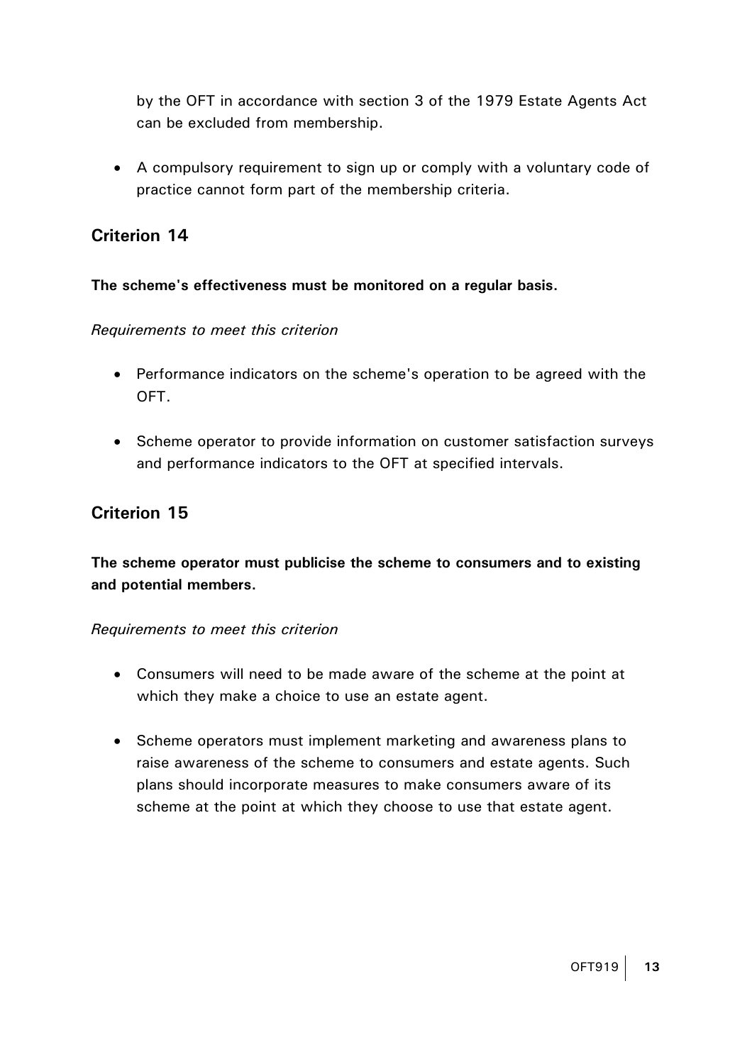by the OFT in accordance with section 3 of the 1979 Estate Agents Act can be excluded from membership.

- A compulsory requirement to sign up or comply with a voluntary code of practice cannot form part of the membership criteria.

## Criterion 14

**The scheme's effectiveness must be monitored on a regular basis.**

*Requirements to meet this criterion*

- Performance indicators on the scheme's operation to be agreed with the OFT.

- Scheme operator to provide information on customer satisfaction surveys and performance indicators to the OFT at specified intervals.

## Criterion 15

**The scheme operator must publicise the scheme to consumers and to existing and potential members.**

*Requirements to meet this criterion*

- Consumers will need to be made aware of the scheme at the point at which they make a choice to use an estate agent.

- Scheme operators must implement marketing and awareness plans to raise awareness of the scheme to consumers and estate agents. Such plans should incorporate measures to make consumers aware of its scheme at the point at which they choose to use that estate agent.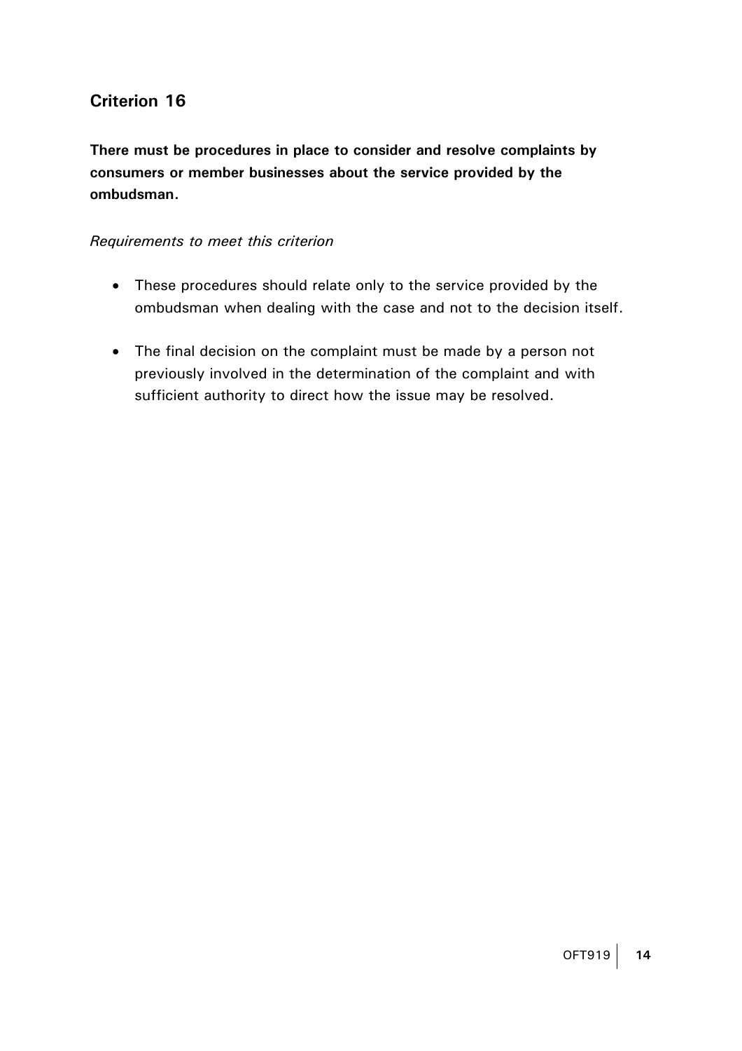## Criterion 16

**There must be procedures in place to consider and resolve complaints by consumers or member businesses about the service provided by the ombudsman.**

*Requirements to meet this criterion*

- These procedures should relate only to the service provided by the ombudsman when dealing with the case and not to the decision itself.
- The final decision on the complaint must be made by a person not previously involved in the determination of the complaint and with sufficient authority to direct how the issue may be resolved.